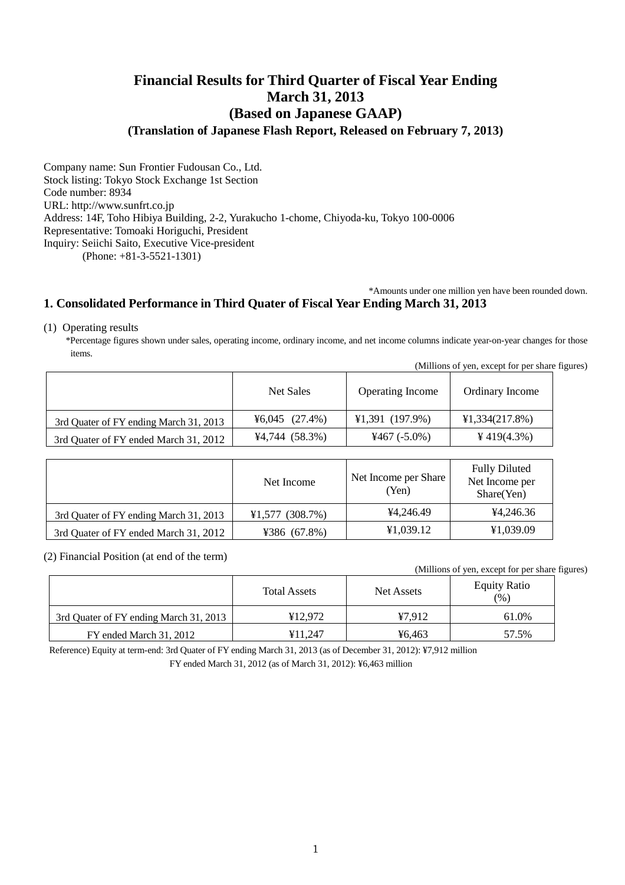# Financial Results for Third Quarter of Fiscal Year Ending March 31, 2013 (Based on Japanese GAAP)

### (Translation of Japanese Flash Report, Released on February 7, 2013)

Company name: Sun Frontier Fudousan Co., Ltd.
Stock listing: Tokyo Stock Exchange 1st Section
Code number: 8934
URL: http://www.sunfrt.co.jp
Address: 14F, Toho Hibiya Building, 2-2, Yurakucho 1-chome, Chiyoda-ku, Tokyo 100-0006
Representative: Tomoaki Horiguchi, President
Inquiry: Seiichi Saito, Executive Vice-president
(Phone: +81-3-5521-1301)

*Amounts under one million yen have been rounded down.

## 1. Consolidated Performance in Third Quater of Fiscal Year Ending March 31, 2013

(1) Operating results

*Percentage figures shown under sales, operating income, ordinary income, and net income columns indicate year-on-year changes for those items.

(Millions of yen, except for per share figures)

| | Net Sales | Operating Income | Ordinary Income |
|---|---|---|---|
| 3rd Quater of FY ending March 31, 2013 | ¥6,045 (27.4%) | ¥1,391 (197.9%) | ¥1,334(217.8%) |
| 3rd Quater of FY ended March 31, 2012 | ¥4,744 (58.3%) | ¥467 (-5.0%) | ¥ 419(4.3%) |

| | Net Income | Net Income per Share (Yen) | Fully Diluted Net Income per Share(Yen) |
|---|---|---|---|
| 3rd Quater of FY ending March 31, 2013 | ¥1,577 (308.7%) | ¥4,246.49 | ¥4,246.36 |
| 3rd Quater of FY ended March 31, 2012 | ¥386 (67.8%) | ¥1,039.12 | ¥1,039.09 |

(2) Financial Position (at end of the term)

(Millions of yen, except for per share figures)

| | Total Assets | Net Assets | Equity Ratio (%) |
|---|---|---|---|
| 3rd Quater of FY ending March 31, 2013 | ¥12,972 | ¥7,912 | 61.0% |
| FY ended March 31, 2012 | ¥11,247 | ¥6,463 | 57.5% |

Reference) Equity at term-end: 3rd Quater of FY ending March 31, 2013 (as of December 31, 2012): ¥7,912 million
FY ended March 31, 2012 (as of March 31, 2012): ¥6,463 million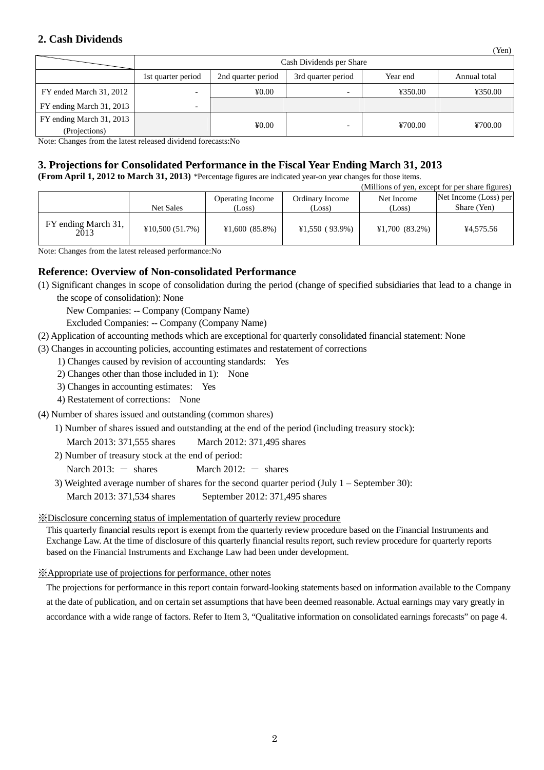## 2. Cash Dividends

(Yen)

| | Cash Dividends per Share | | | | |
|---|---|---|---|---|---|
| | 1st quarter period | 2nd quarter period | 3rd quarter period | Year end | Annual total |
| FY ended March 31, 2012 | - | ¥0.00 | - | ¥350.00 | ¥350.00 |
| FY ending March 31, 2013 | - | | | | |
| FY ending March 31, 2013 (Projections) | | ¥0.00 | - | ¥700.00 | ¥700.00 |

Note: Changes from the latest released dividend forecasts:No

## 3. Projections for Consolidated Performance in the Fiscal Year Ending March 31, 2013

**(From April 1, 2012 to March 31, 2013)** *Percentage figures are indicated year-on year changes for those items.

(Millions of yen, except for per share figures)

| | Net Sales | Operating Income (Loss) | Ordinary Income (Loss) | Net Income (Loss) | Net Income (Loss) per Share (Yen) |
|---|---|---|---|---|---|
| FY ending March 31, 2013 | ¥10,500 (51.7%) | ¥1,600 (85.8%) | ¥1,550 ( 93.9%) | ¥1,700 (83.2%) | ¥4,575.56 |

Note: Changes from the latest released performance:No

## Reference: Overview of Non-consolidated Performance

(1) Significant changes in scope of consolidation during the period (change of specified subsidiaries that lead to a change in the scope of consolidation): None

New Companies: -- Company (Company Name)

Excluded Companies: -- Company (Company Name)

(2) Application of accounting methods which are exceptional for quarterly consolidated financial statement: None

(3) Changes in accounting policies, accounting estimates and restatement of corrections

1) Changes caused by revision of accounting standards:　Yes

2) Changes other than those included in 1):　None

3) Changes in accounting estimates:　Yes

4) Restatement of corrections:　None

(4) Number of shares issued and outstanding (common shares)

1) Number of shares issued and outstanding at the end of the period (including treasury stock):

March 2013: 371,555 shares　　March 2012: 371,495 shares

2) Number of treasury stock at the end of period:

Narch 2013: － shares　　March 2012: － shares

3) Weighted average number of shares for the second quarter period (July 1 – September 30):

March 2013: 371,534 shares　　September 2012: 371,495 shares

※Disclosure concerning status of implementation of quarterly review procedure

This quarterly financial results report is exempt from the quarterly review procedure based on the Financial Instruments and Exchange Law. At the time of disclosure of this quarterly financial results report, such review procedure for quarterly reports based on the Financial Instruments and Exchange Law had been under development.

※Appropriate use of projections for performance, other notes

The projections for performance in this report contain forward-looking statements based on information available to the Company at the date of publication, and on certain set assumptions that have been deemed reasonable. Actual earnings may vary greatly in accordance with a wide range of factors. Refer to Item 3, "Qualitative information on consolidated earnings forecasts" on page 4.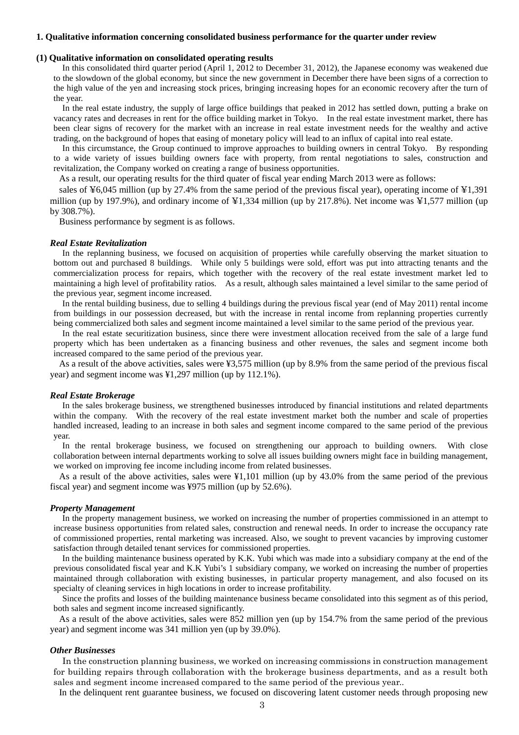## 1. Qualitative information concerning consolidated business performance for the quarter under review

### (1) Qualitative information on consolidated operating results

In this consolidated third quarter period (April 1, 2012 to December 31, 2012), the Japanese economy was weakened due to the slowdown of the global economy, but since the new government in December there have been signs of a correction to the high value of the yen and increasing stock prices, bringing increasing hopes for an economic recovery after the turn of the year.

In the real estate industry, the supply of large office buildings that peaked in 2012 has settled down, putting a brake on vacancy rates and decreases in rent for the office building market in Tokyo. In the real estate investment market, there has been clear signs of recovery for the market with an increase in real estate investment needs for the wealthy and active trading, on the background of hopes that easing of monetary policy will lead to an influx of capital into real estate.

In this circumstance, the Group continued to improve approaches to building owners in central Tokyo. By responding to a wide variety of issues building owners face with property, from rental negotiations to sales, construction and revitalization, the Company worked on creating a range of business opportunities.

As a result, our operating results for the third quater of fiscal year ending March 2013 were as follows:

sales of ¥6,045 million (up by 27.4% from the same period of the previous fiscal year), operating income of ¥1,391 million (up by 197.9%), and ordinary income of ¥1,334 million (up by 217.8%). Net income was ¥1,577 million (up by 308.7%).

Business performance by segment is as follows.

***Real Estate Revitalization***

In the replanning business, we focused on acquisition of properties while carefully observing the market situation to bottom out and purchased 8 buildings. While only 5 buildings were sold, effort was put into attracting tenants and the commercialization process for repairs, which together with the recovery of the real estate investment market led to maintaining a high level of profitability ratios. As a result, although sales maintained a level similar to the same period of the previous year, segment income increased.

In the rental building business, due to selling 4 buildings during the previous fiscal year (end of May 2011) rental income from buildings in our possession decreased, but with the increase in rental income from replanning properties currently being commercialized both sales and segment income maintained a level similar to the same period of the previous year.

In the real estate securitization business, since there were investment allocation received from the sale of a large fund property which has been undertaken as a financing business and other revenues, the sales and segment income both increased compared to the same period of the previous year.

As a result of the above activities, sales were ¥3,575 million (up by 8.9% from the same period of the previous fiscal year) and segment income was ¥1,297 million (up by 112.1%).

***Real Estate Brokerage***

In the sales brokerage business, we strengthened businesses introduced by financial institutions and related departments within the company. With the recovery of the real estate investment market both the number and scale of properties handled increased, leading to an increase in both sales and segment income compared to the same period of the previous year.

In the rental brokerage business, we focused on strengthening our approach to building owners. With close collaboration between internal departments working to solve all issues building owners might face in building management, we worked on improving fee income including income from related businesses.

As a result of the above activities, sales were ¥1,101 million (up by 43.0% from the same period of the previous fiscal year) and segment income was ¥975 million (up by 52.6%).

***Property Management***

In the property management business, we worked on increasing the number of properties commissioned in an attempt to increase business opportunities from related sales, construction and renewal needs. In order to increase the occupancy rate of commissioned properties, rental marketing was increased. Also, we sought to prevent vacancies by improving customer satisfaction through detailed tenant services for commissioned properties.

In the building maintenance business operated by K.K. Yubi which was made into a subsidiary company at the end of the previous consolidated fiscal year and K.K Yubi's 1 subsidiary company, we worked on increasing the number of properties maintained through collaboration with existing businesses, in particular property management, and also focused on its specialty of cleaning services in high locations in order to increase profitability.

Since the profits and losses of the building maintenance business became consolidated into this segment as of this period, both sales and segment income increased significantly.

As a result of the above activities, sales were 852 million yen (up by 154.7% from the same period of the previous year) and segment income was 341 million yen (up by 39.0%).

***Other Businesses***

In the construction planning business, we worked on increasing commissions in construction management for building repairs through collaboration with the brokerage business departments, and as a result both sales and segment income increased compared to the same period of the previous year..

In the delinquent rent guarantee business, we focused on discovering latent customer needs through proposing new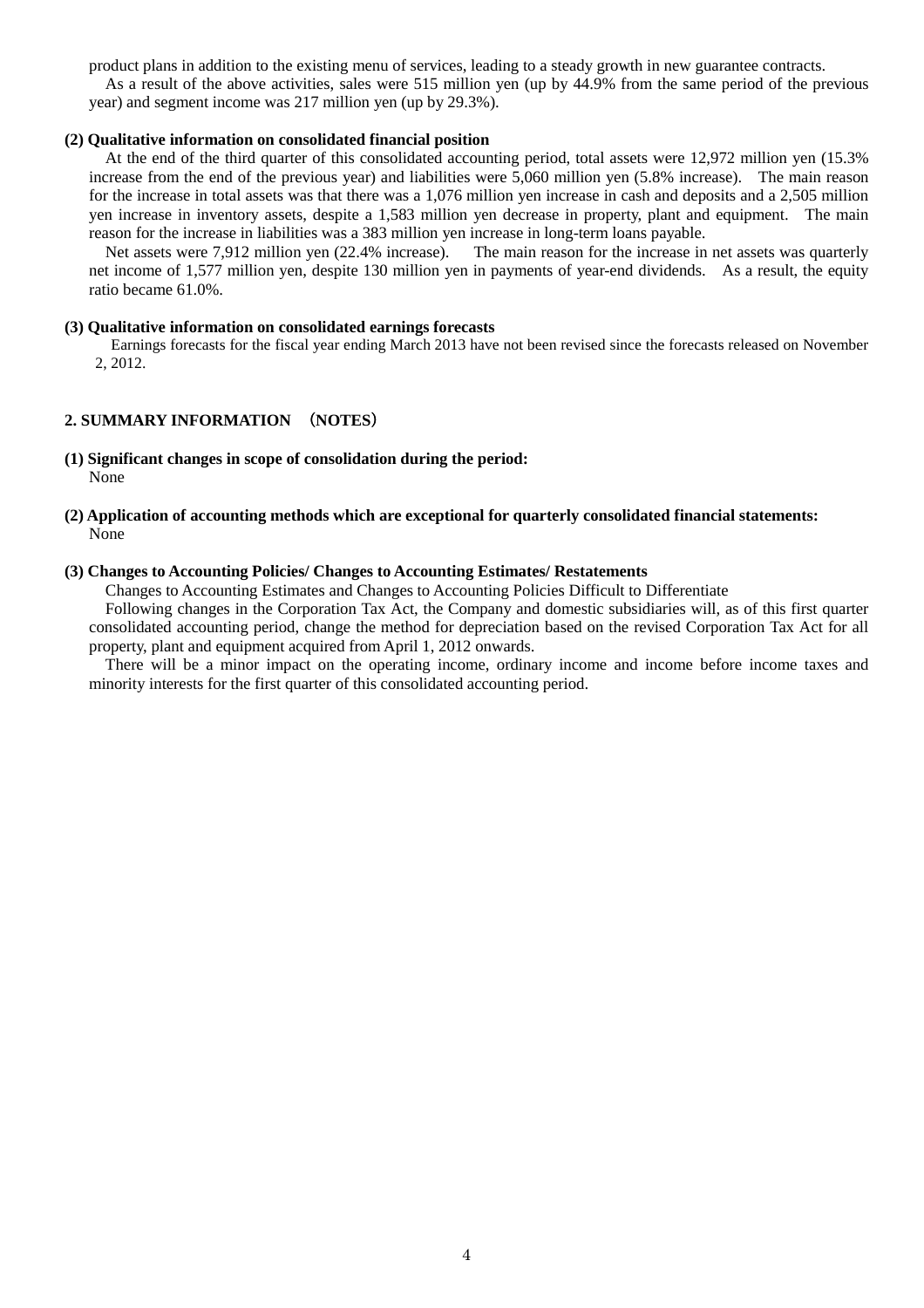product plans in addition to the existing menu of services, leading to a steady growth in new guarantee contracts.

As a result of the above activities, sales were 515 million yen (up by 44.9% from the same period of the previous year) and segment income was 217 million yen (up by 29.3%).

### (2) Qualitative information on consolidated financial position

At the end of the third quarter of this consolidated accounting period, total assets were 12,972 million yen (15.3% increase from the end of the previous year) and liabilities were 5,060 million yen (5.8% increase). The main reason for the increase in total assets was that there was a 1,076 million yen increase in cash and deposits and a 2,505 million yen increase in inventory assets, despite a 1,583 million yen decrease in property, plant and equipment. The main reason for the increase in liabilities was a 383 million yen increase in long-term loans payable.

Net assets were 7,912 million yen (22.4% increase). The main reason for the increase in net assets was quarterly net income of 1,577 million yen, despite 130 million yen in payments of year-end dividends. As a result, the equity ratio became 61.0%.

### (3) Qualitative information on consolidated earnings forecasts

Earnings forecasts for the fiscal year ending March 2013 have not been revised since the forecasts released on November 2, 2012.

## 2. SUMMARY INFORMATION （NOTES）

### (1) Significant changes in scope of consolidation during the period:

None

### (2) Application of accounting methods which are exceptional for quarterly consolidated financial statements:

None

### (3) Changes to Accounting Policies/ Changes to Accounting Estimates/ Restatements

Changes to Accounting Estimates and Changes to Accounting Policies Difficult to Differentiate

Following changes in the Corporation Tax Act, the Company and domestic subsidiaries will, as of this first quarter consolidated accounting period, change the method for depreciation based on the revised Corporation Tax Act for all property, plant and equipment acquired from April 1, 2012 onwards.

There will be a minor impact on the operating income, ordinary income and income before income taxes and minority interests for the first quarter of this consolidated accounting period.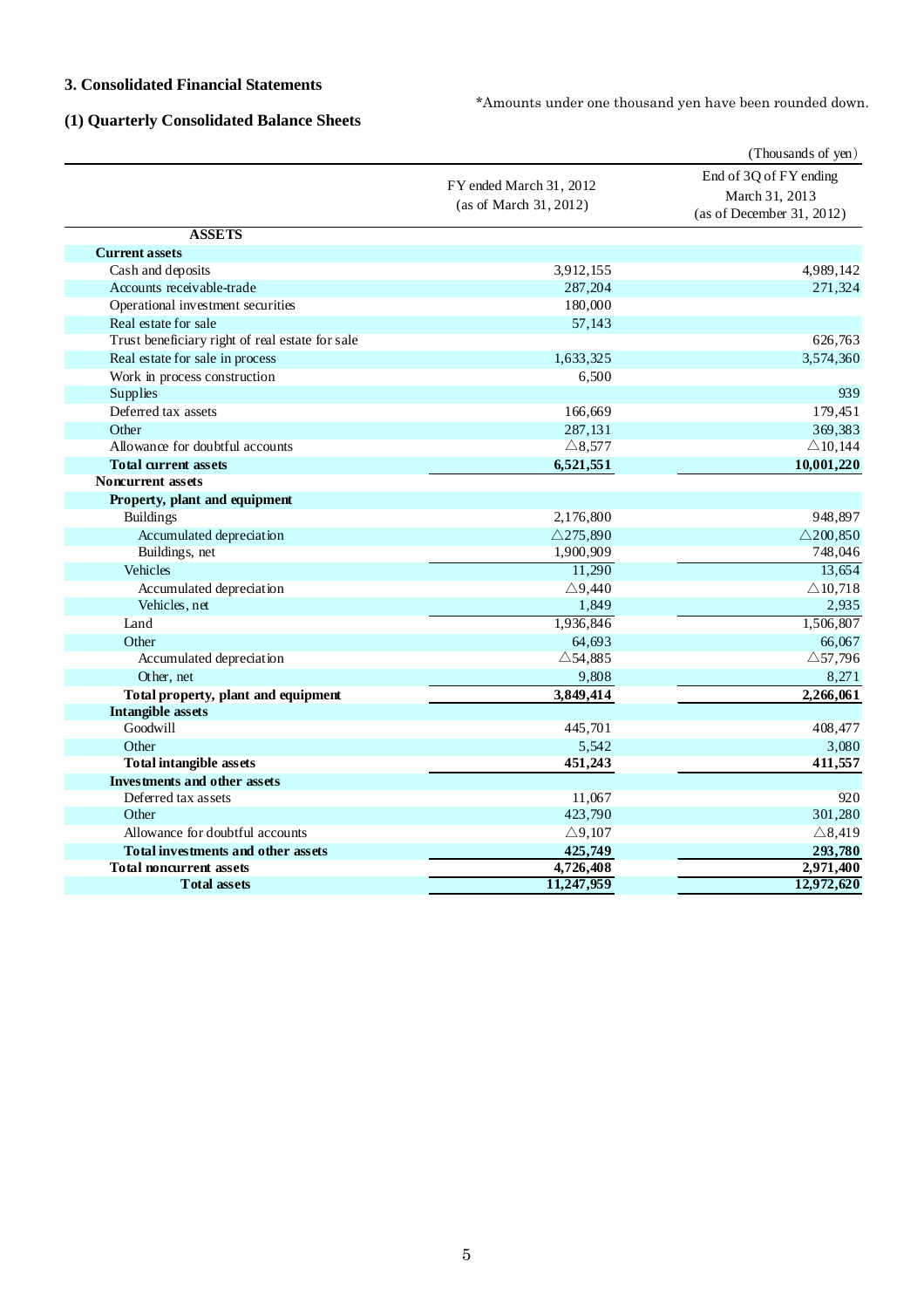## 3. Consolidated Financial Statements

*Amounts under one thousand yen have been rounded down.

### (1) Quarterly Consolidated Balance Sheets

(Thousands of yen)

| | FY ended March 31, 2012 (as of March 31, 2012) | End of 3Q of FY ending March 31, 2013 (as of December 31, 2012) |
|---|---|---|
| **ASSETS** | | |
| **Current assets** | | |
| Cash and deposits | 3,912,155 | 4,989,142 |
| Accounts receivable-trade | 287,204 | 271,324 |
| Operational investment securities | 180,000 | |
| Real estate for sale | 57,143 | |
| Trust beneficiary right of real estate for sale | | 626,763 |
| Real estate for sale in process | 1,633,325 | 3,574,360 |
| Work in process construction | 6,500 | |
| Supplies | | 939 |
| Deferred tax assets | 166,669 | 179,451 |
| Other | 287,131 | 369,383 |
| Allowance for doubtful accounts | △8,577 | △10,144 |
| **Total current assets** | **6,521,551** | **10,001,220** |
| **Noncurrent assets** | | |
| **Property, plant and equipment** | | |
| Buildings | 2,176,800 | 948,897 |
| Accumulated depreciation | △275,890 | △200,850 |
| Buildings, net | 1,900,909 | 748,046 |
| Vehicles | 11,290 | 13,654 |
| Accumulated depreciation | △9,440 | △10,718 |
| Vehicles, net | 1,849 | 2,935 |
| Land | 1,936,846 | 1,506,807 |
| Other | 64,693 | 66,067 |
| Accumulated depreciation | △54,885 | △57,796 |
| Other, net | 9,808 | 8,271 |
| **Total property, plant and equipment** | **3,849,414** | **2,266,061** |
| **Intangible assets** | | |
| Goodwill | 445,701 | 408,477 |
| Other | 5,542 | 3,080 |
| **Total intangible assets** | **451,243** | **411,557** |
| **Investments and other assets** | | |
| Deferred tax assets | 11,067 | 920 |
| Other | 423,790 | 301,280 |
| Allowance for doubtful accounts | △9,107 | △8,419 |
| **Total investments and other assets** | **425,749** | **293,780** |
| **Total noncurrent assets** | **4,726,408** | **2,971,400** |
| **Total assets** | **11,247,959** | **12,972,620** |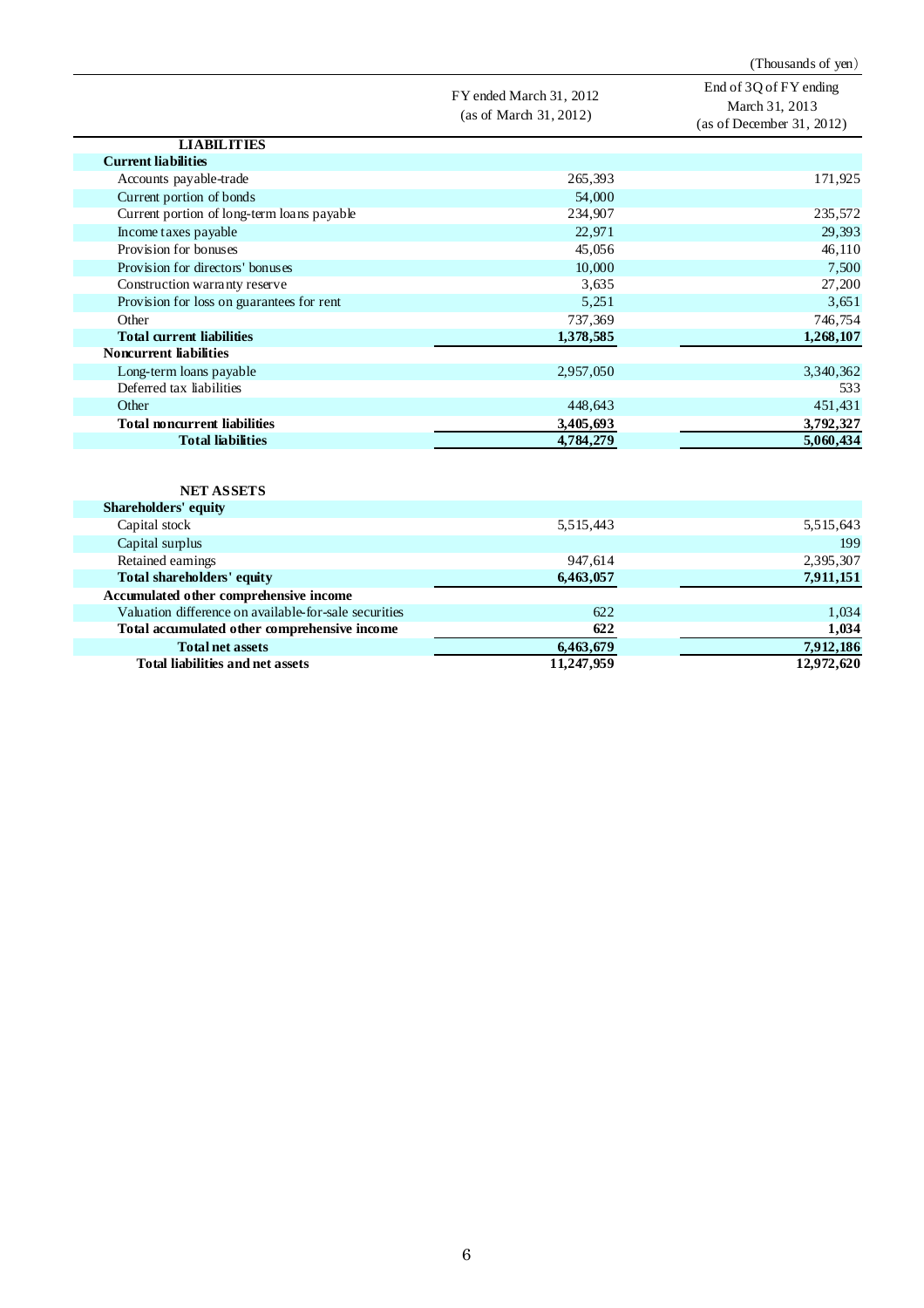(Thousands of yen)

| | FY ended March 31, 2012 (as of March 31, 2012) | End of 3Q of FY ending March 31, 2013 (as of December 31, 2012) |
|---|---|---|
| **LIABILITIES** | | |
| **Current liabilities** | | |
| Accounts payable-trade | 265,393 | 171,925 |
| Current portion of bonds | 54,000 | |
| Current portion of long-term loans payable | 234,907 | 235,572 |
| Income taxes payable | 22,971 | 29,393 |
| Provision for bonuses | 45,056 | 46,110 |
| Provision for directors' bonuses | 10,000 | 7,500 |
| Construction warranty reserve | 3,635 | 27,200 |
| Provision for loss on guarantees for rent | 5,251 | 3,651 |
| Other | 737,369 | 746,754 |
| **Total current liabilities** | **1,378,585** | **1,268,107** |
| **Noncurrent liabilities** | | |
| Long-term loans payable | 2,957,050 | 3,340,362 |
| Deferred tax liabilities | | 533 |
| Other | 448,643 | 451,431 |
| **Total noncurrent liabilities** | **3,405,693** | **3,792,327** |
| **Total liabilities** | **4,784,279** | **5,060,434** |
| **NET ASSETS** | | |
| **Shareholders' equity** | | |
| Capital stock | 5,515,443 | 5,515,643 |
| Capital surplus | | 199 |
| Retained earnings | 947,614 | 2,395,307 |
| **Total shareholders' equity** | **6,463,057** | **7,911,151** |
| **Accumulated other comprehensive income** | | |
| Valuation difference on available-for-sale securities | 622 | 1,034 |
| **Total accumulated other comprehensive income** | **622** | **1,034** |
| **Total net assets** | **6,463,679** | **7,912,186** |
| **Total liabilities and net assets** | **11,247,959** | **12,972,620** |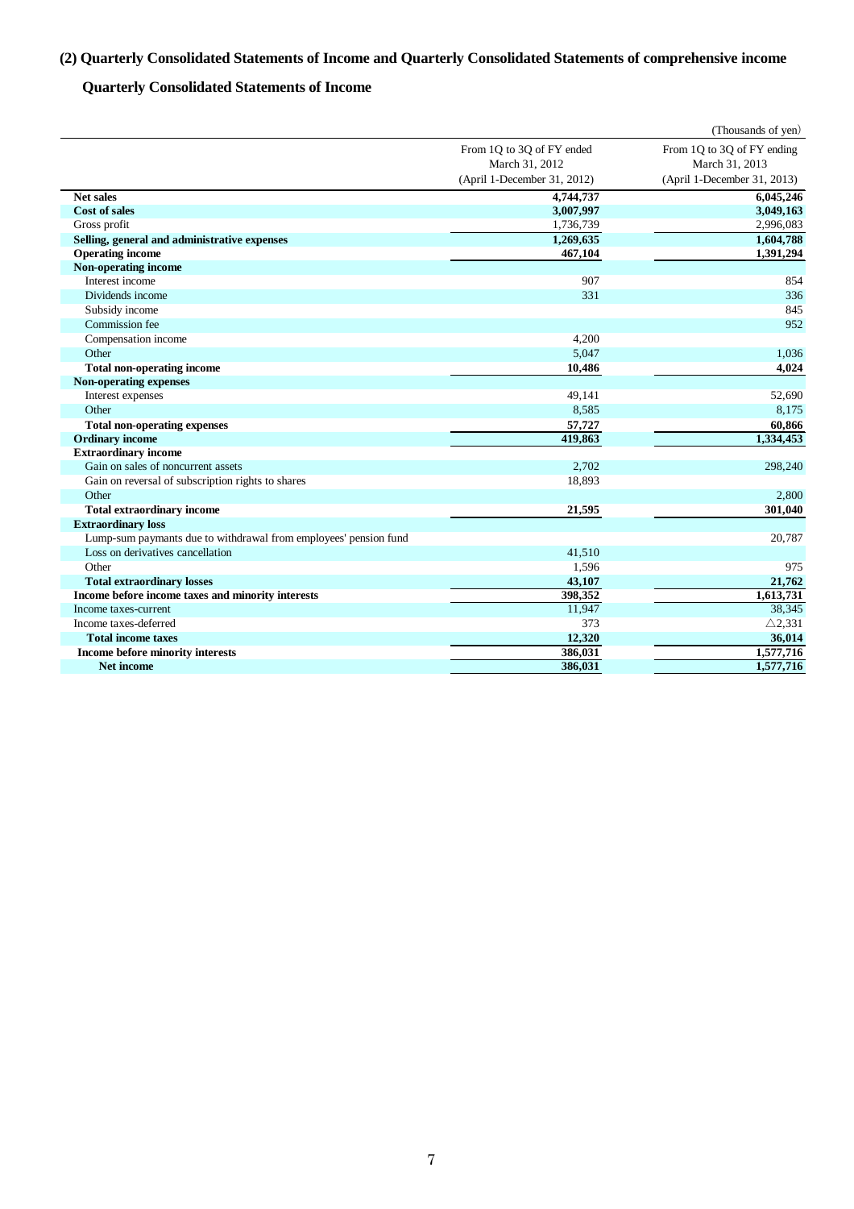## (2) Quarterly Consolidated Statements of Income and Quarterly Consolidated Statements of comprehensive income

### Quarterly Consolidated Statements of Income

(Thousands of yen)

| | From 1Q to 3Q of FY ended March 31, 2012 (April 1-December 31, 2012) | From 1Q to 3Q of FY ending March 31, 2013 (April 1-December 31, 2013) |
|---|---|---|
| **Net sales** | **4,744,737** | **6,045,246** |
| **Cost of sales** | **3,007,997** | **3,049,163** |
| Gross profit | 1,736,739 | 2,996,083 |
| **Selling, general and administrative expenses** | **1,269,635** | **1,604,788** |
| **Operating income** | **467,104** | **1,391,294** |
| **Non-operating income** | | |
| Interest income | 907 | 854 |
| Dividends income | 331 | 336 |
| Subsidy income | | 845 |
| Commission fee | | 952 |
| Compensation income | 4,200 | |
| Other | 5,047 | 1,036 |
| **Total non-operating income** | **10,486** | **4,024** |
| **Non-operating expenses** | | |
| Interest expenses | 49,141 | 52,690 |
| Other | 8,585 | 8,175 |
| **Total non-operating expenses** | **57,727** | **60,866** |
| **Ordinary income** | **419,863** | **1,334,453** |
| **Extraordinary income** | | |
| Gain on sales of noncurrent assets | 2,702 | 298,240 |
| Gain on reversal of subscription rights to shares | 18,893 | |
| Other | | 2,800 |
| **Total extraordinary income** | **21,595** | **301,040** |
| **Extraordinary loss** | | |
| Lump-sum paymants due to withdrawal from employees' pension fund | | 20,787 |
| Loss on derivatives cancellation | 41,510 | |
| Other | 1,596 | 975 |
| **Total extraordinary losses** | **43,107** | **21,762** |
| **Income before income taxes and minority interests** | **398,352** | **1,613,731** |
| Income taxes-current | 11,947 | 38,345 |
| Income taxes-deferred | 373 | △2,331 |
| **Total income taxes** | **12,320** | **36,014** |
| **Income before minority interests** | **386,031** | **1,577,716** |
| **Net income** | **386,031** | **1,577,716** |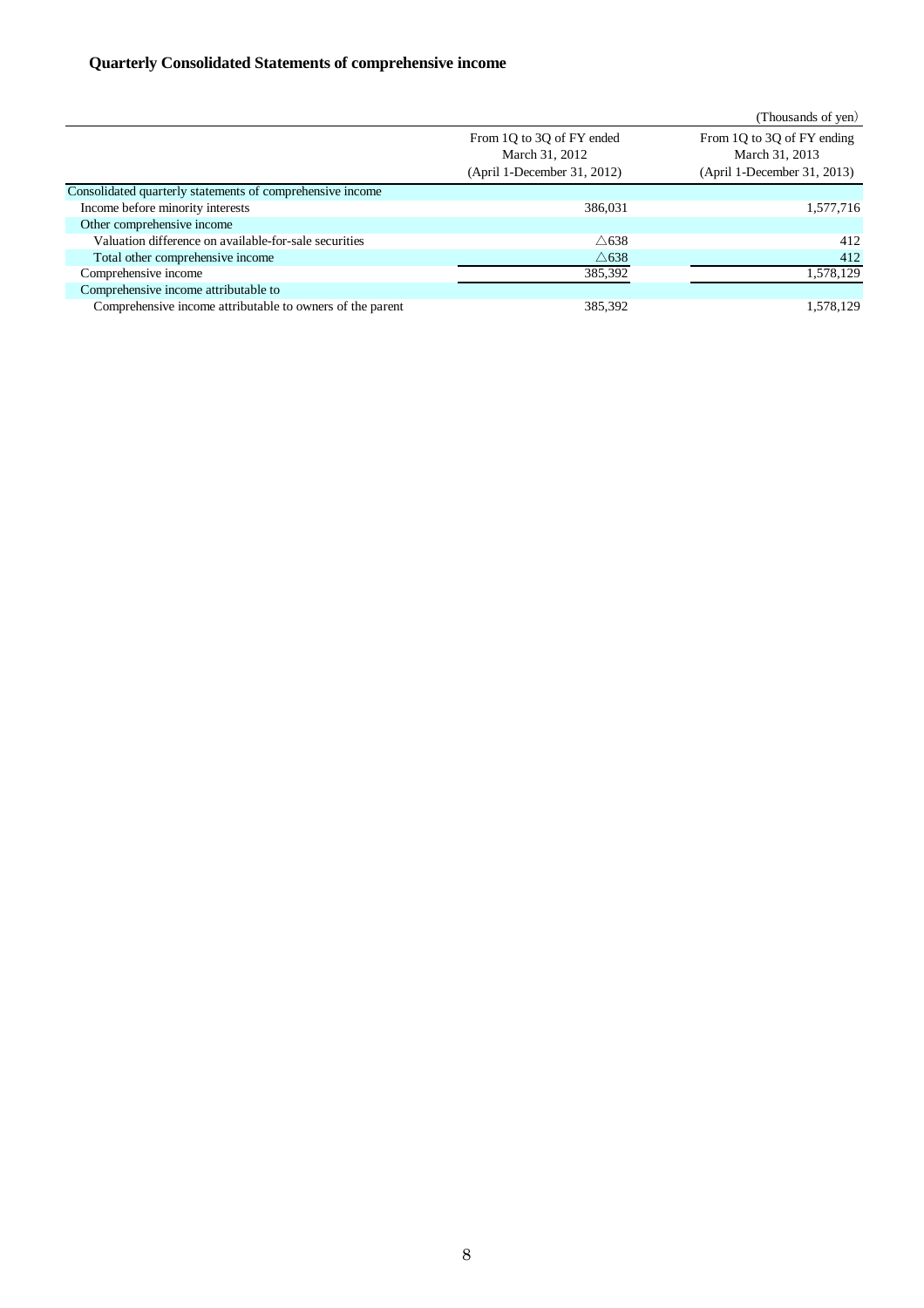## Quarterly Consolidated Statements of comprehensive income

(Thousands of yen)

| | From 1Q to 3Q of FY ended March 31, 2012 (April 1-December 31, 2012) | From 1Q to 3Q of FY ending March 31, 2013 (April 1-December 31, 2013) |
|---|---|---|
| Consolidated quarterly statements of comprehensive income | | |
| Income before minority interests | 386,031 | 1,577,716 |
| Other comprehensive income | | |
| Valuation difference on available-for-sale securities | △638 | 412 |
| Total other comprehensive income | △638 | 412 |
| Comprehensive income | 385,392 | 1,578,129 |
| Comprehensive income attributable to | | |
| Comprehensive income attributable to owners of the parent | 385,392 | 1,578,129 |